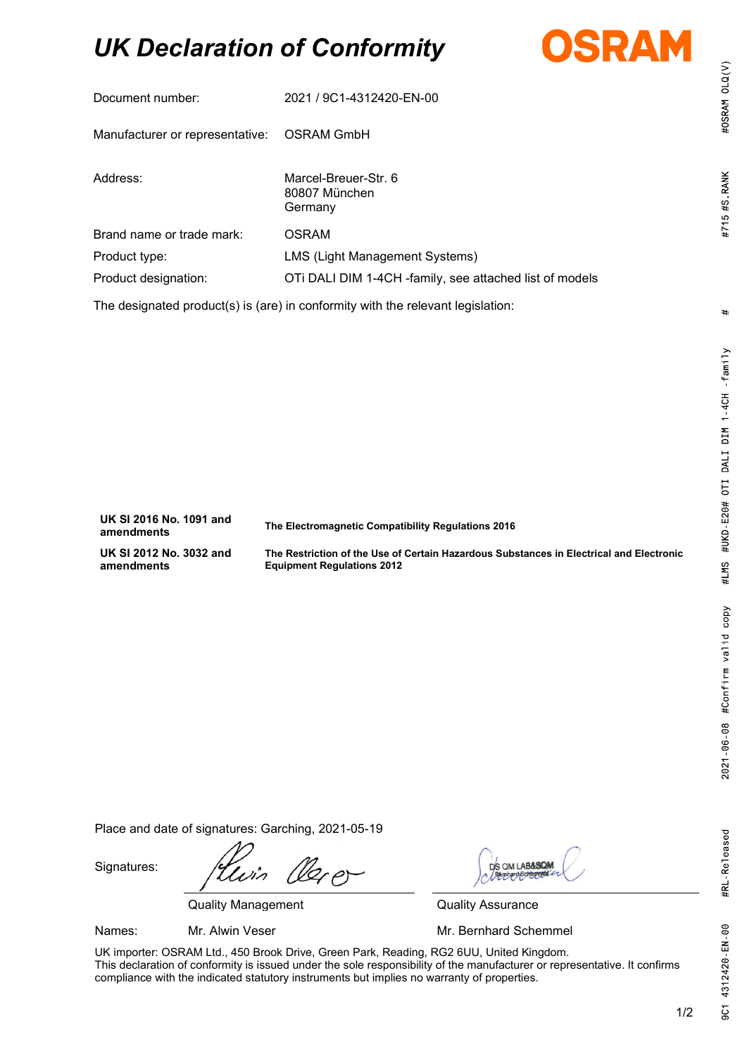# UK Declaration of Conformity

OSRAM

| | |
|---|---|
| Document number: | 2021 / 9C1-4312420-EN-00 |
| Manufacturer or representative: | OSRAM GmbH |
| Address: | Marcel-Breuer-Str. 6<br>80807 München<br>Germany |
| Brand name or trade mark: | OSRAM |
| Product type: | LMS (Light Management Systems) |
| Product designation: | OTi DALI DIM 1-4CH -family, see attached list of models |

The designated product(s) is (are) in conformity with the relevant legislation:

| | |
|---|---|
| **UK SI 2016 No. 1091 and amendments** | **The Electromagnetic Compatibility Regulations 2016** |
| **UK SI 2012 No. 3032 and amendments** | **The Restriction of the Use of Certain Hazardous Substances in Electrical and Electronic Equipment Regulations 2012** |

Place and date of signatures: Garching, 2021-05-19

Signatures:

| | |
|---|---|
| Quality Management | Quality Assurance |

Names: Mr. Alwin Veser — Mr. Bernhard Schemmel

UK importer: OSRAM Ltd., 450 Brook Drive, Green Park, Reading, RG2 6UU, United Kingdom.
This declaration of conformity is issued under the sole responsibility of the manufacturer or representative. It confirms compliance with the indicated statutory instruments but implies no warranty of properties.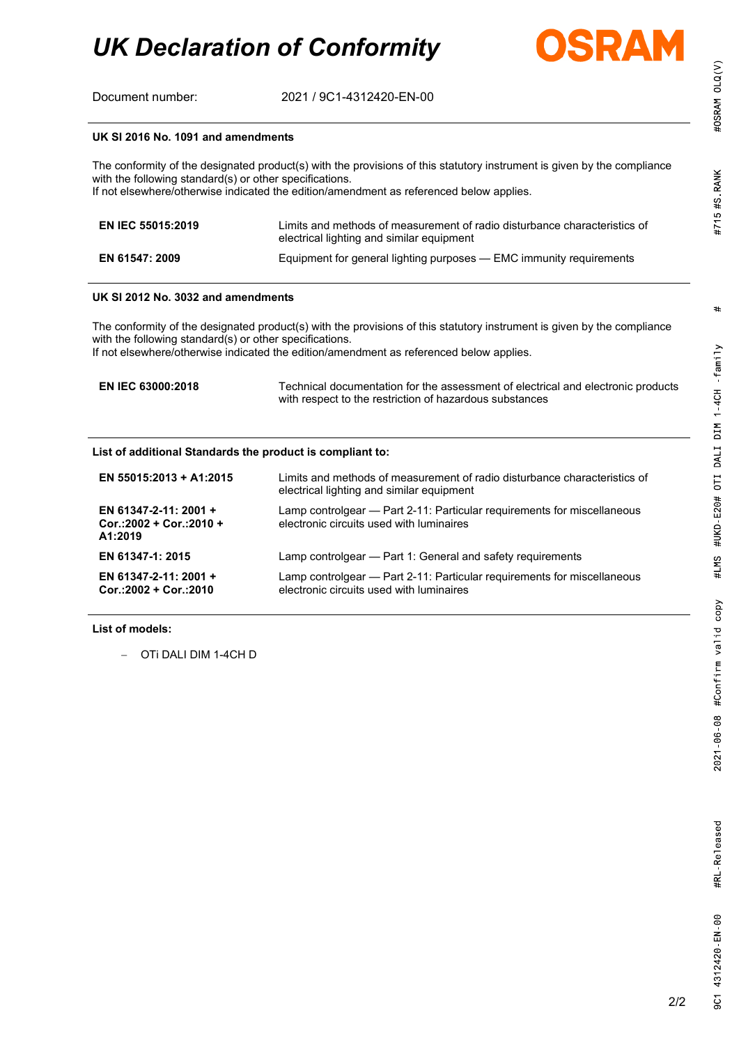# *UK Declaration of Conformity*

OSRAM

Document number: 2021 / 9C1-4312420-EN-00

**UK SI 2016 No. 1091 and amendments**

The conformity of the designated product(s) with the provisions of this statutory instrument is given by the compliance with the following standard(s) or other specifications.
If not elsewhere/otherwise indicated the edition/amendment as referenced below applies.

| | |
|---|---|
| **EN IEC 55015:2019** | Limits and methods of measurement of radio disturbance characteristics of electrical lighting and similar equipment |
| **EN 61547: 2009** | Equipment for general lighting purposes — EMC immunity requirements |

**UK SI 2012 No. 3032 and amendments**

The conformity of the designated product(s) with the provisions of this statutory instrument is given by the compliance with the following standard(s) or other specifications.
If not elsewhere/otherwise indicated the edition/amendment as referenced below applies.

| | |
|---|---|
| **EN IEC 63000:2018** | Technical documentation for the assessment of electrical and electronic products with respect to the restriction of hazardous substances |

**List of additional Standards the product is compliant to:**

| | |
|---|---|
| **EN 55015:2013 + A1:2015** | Limits and methods of measurement of radio disturbance characteristics of electrical lighting and similar equipment |
| **EN 61347-2-11: 2001 + Cor.:2002 + Cor.:2010 + A1:2019** | Lamp controlgear — Part 2-11: Particular requirements for miscellaneous electronic circuits used with luminaires |
| **EN 61347-1: 2015** | Lamp controlgear — Part 1: General and safety requirements |
| **EN 61347-2-11: 2001 + Cor.:2002 + Cor.:2010** | Lamp controlgear — Part 2-11: Particular requirements for miscellaneous electronic circuits used with luminaires |

**List of models:**

- OTi DALI DIM 1-4CH D

9C1 4312420-EN-00 #RL-Released 2021-06-08 #Confirm valid copy #LMS #UKD-E20# OTI DALI DIM 1-4CH -family # #715 #S.RANK #OSRAM OLQ(V)